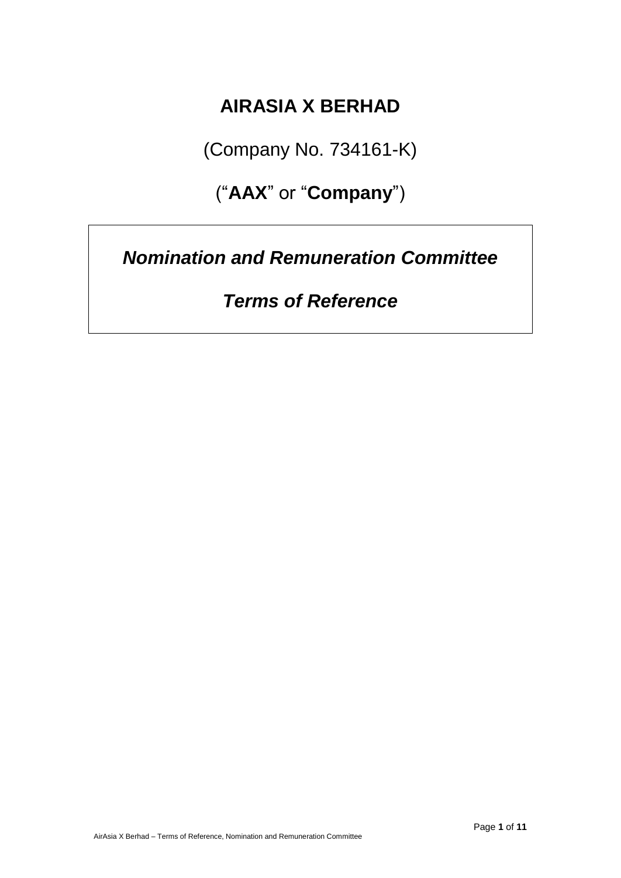# AIRASIA X BERHAD

(Company No. 734161-K)

("**AAX**" or "**Company**")

## ***Nomination and Remuneration Committee***

## ***Terms of Reference***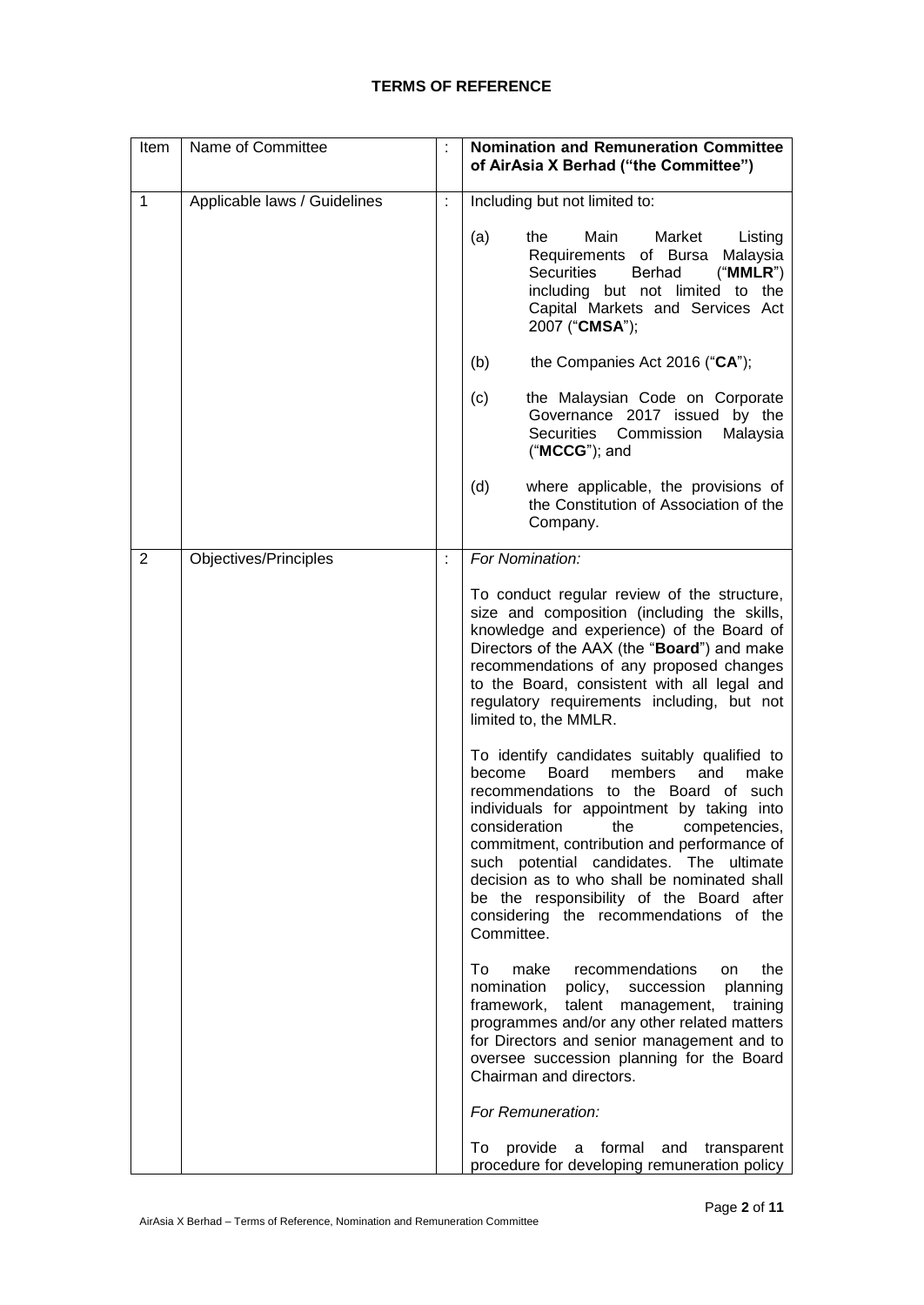## TERMS OF REFERENCE

| Item | Name of Committee | : | **Nomination and Remuneration Committee of AirAsia X Berhad ("the Committee")** |
|---|---|---|---|
| 1 | Applicable laws / Guidelines | : | Including but not limited to:<br><br>(a) the Main Market Listing Requirements of Bursa Malaysia Securities Berhad ("**MMLR**") including but not limited to the Capital Markets and Services Act 2007 ("**CMSA**");<br><br>(b) the Companies Act 2016 ("**CA**");<br><br>(c) the Malaysian Code on Corporate Governance 2017 issued by the Securities Commission Malaysia ("**MCCG**"); and<br><br>(d) where applicable, the provisions of the Constitution of Association of the Company. |
| 2 | Objectives/Principles | : | *For Nomination:*<br><br>To conduct regular review of the structure, size and composition (including the skills, knowledge and experience) of the Board of Directors of the AAX (the "**Board**") and make recommendations of any proposed changes to the Board, consistent with all legal and regulatory requirements including, but not limited to, the MMLR.<br><br>To identify candidates suitably qualified to become Board members and make recommendations to the Board of such individuals for appointment by taking into consideration the competencies, commitment, contribution and performance of such potential candidates. The ultimate decision as to who shall be nominated shall be the responsibility of the Board after considering the recommendations of the Committee.<br><br>To make recommendations on the nomination policy, succession planning framework, talent management, training programmes and/or any other related matters for Directors and senior management and to oversee succession planning for the Board Chairman and directors.<br><br>*For Remuneration:*<br><br>To provide a formal and transparent procedure for developing remuneration policy |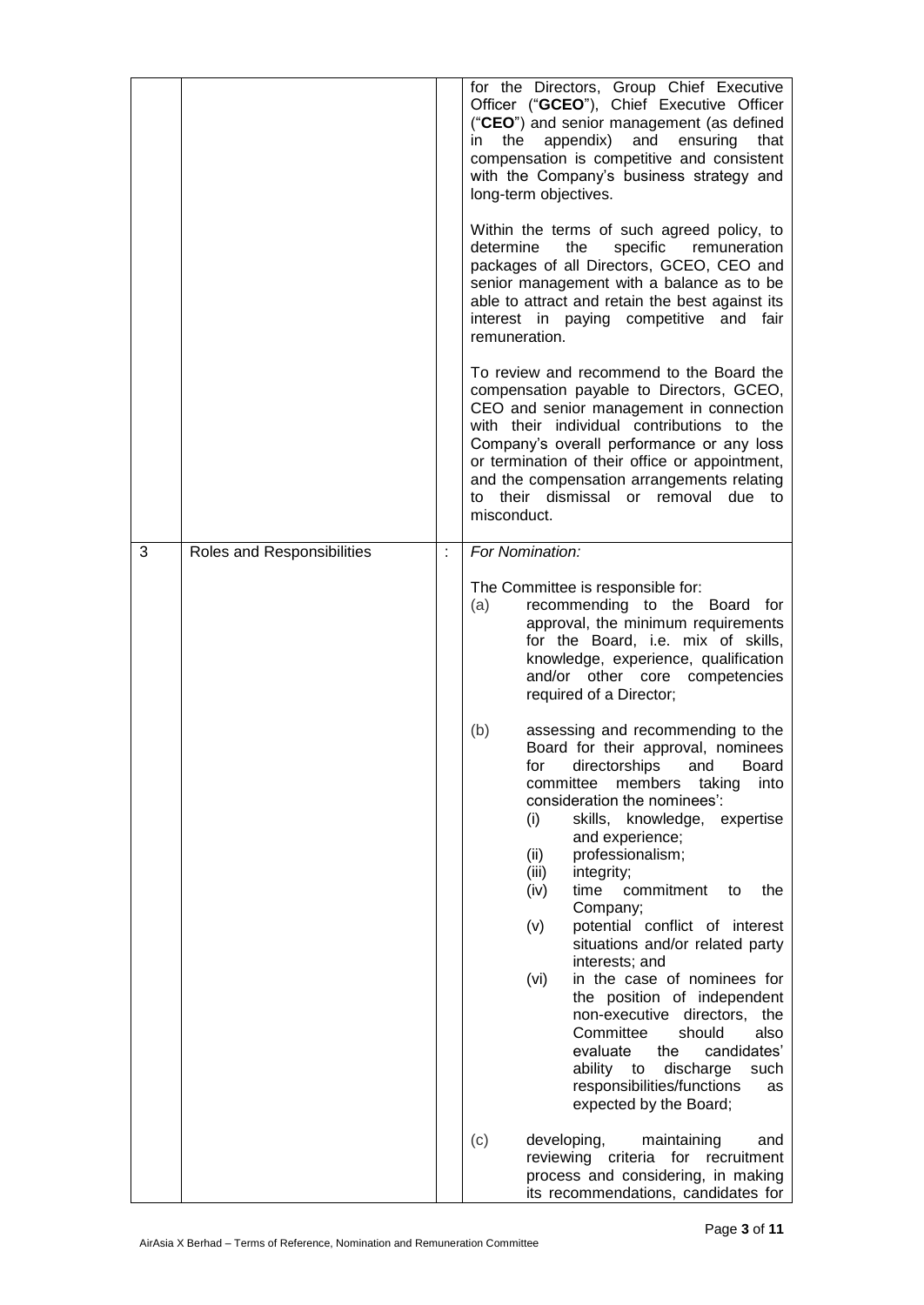| | | | |
|---|---|---|---|
| | | | for the Directors, Group Chief Executive Officer ("**GCEO**"), Chief Executive Officer ("**CEO**") and senior management (as defined in the appendix) and ensuring that compensation is competitive and consistent with the Company's business strategy and long-term objectives.<br><br>Within the terms of such agreed policy, to determine the specific remuneration packages of all Directors, GCEO, CEO and senior management with a balance as to be able to attract and retain the best against its interest in paying competitive and fair remuneration.<br><br>To review and recommend to the Board the compensation payable to Directors, GCEO, CEO and senior management in connection with their individual contributions to the Company's overall performance or any loss or termination of their office or appointment, and the compensation arrangements relating to their dismissal or removal due to misconduct. |
| 3 | Roles and Responsibilities | : | *For Nomination:*<br><br>The Committee is responsible for:<br>(a) recommending to the Board for approval, the minimum requirements for the Board, i.e. mix of skills, knowledge, experience, qualification and/or other core competencies required of a Director;<br><br>(b) assessing and recommending to the Board for their approval, nominees for directorships and Board committee members taking into consideration the nominees':<br>(i) skills, knowledge, expertise and experience;<br>(ii) professionalism;<br>(iii) integrity;<br>(iv) time commitment to the Company;<br>(v) potential conflict of interest situations and/or related party interests; and<br>(vi) in the case of nominees for the position of independent non-executive directors, the Committee should also evaluate the candidates' ability to discharge such responsibilities/functions as expected by the Board;<br><br>(c) developing, maintaining and reviewing criteria for recruitment process and considering, in making its recommendations, candidates for |

AirAsia X Berhad – Terms of Reference, Nomination and Remuneration Committee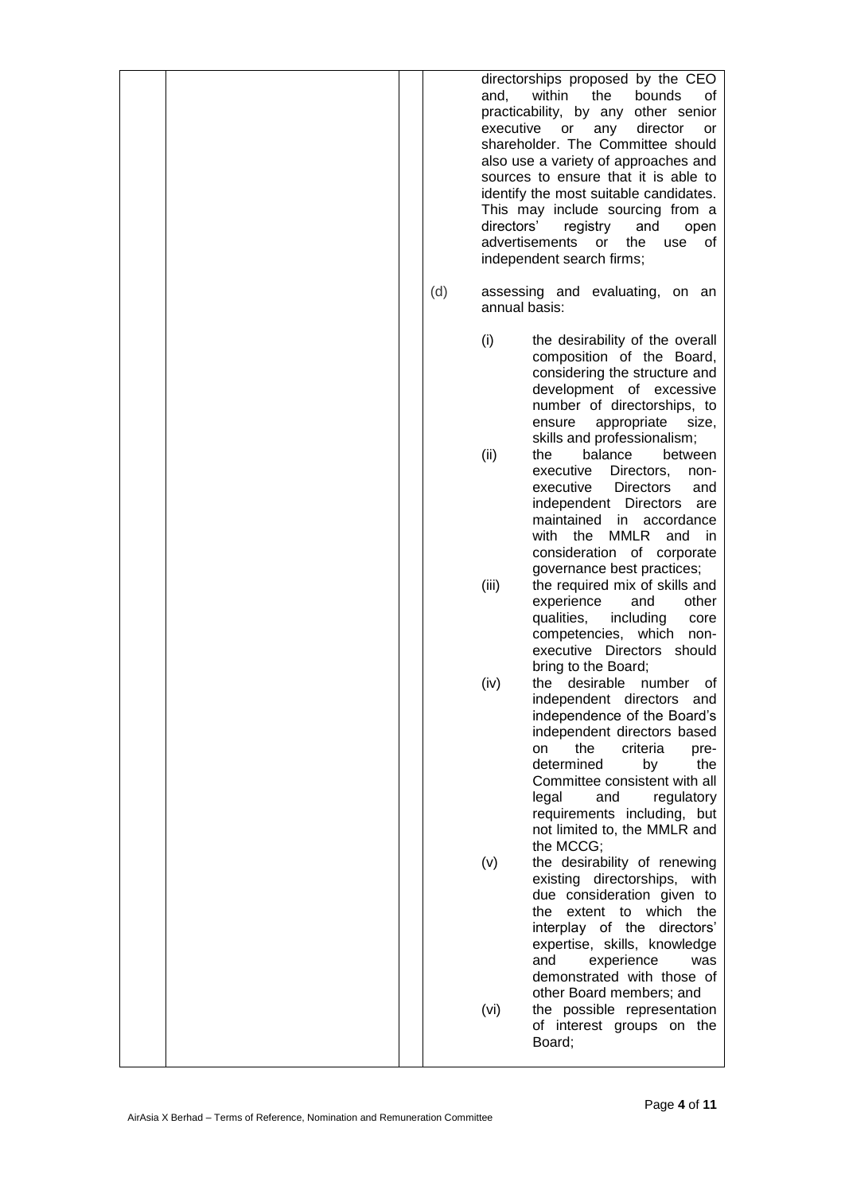directorships proposed by the CEO and, within the bounds of practicability, by any other senior executive or any director or shareholder. The Committee should also use a variety of approaches and sources to ensure that it is able to identify the most suitable candidates. This may include sourcing from a directors' registry and open advertisements or the use of independent search firms;

(d) assessing and evaluating, on an annual basis:

(i) the desirability of the overall composition of the Board, considering the structure and development of excessive number of directorships, to ensure appropriate size, skills and professionalism;

(ii) the balance between executive Directors, non-executive Directors and independent Directors are maintained in accordance with the MMLR and in consideration of corporate governance best practices;

(iii) the required mix of skills and experience and other qualities, including core competencies, which non-executive Directors should bring to the Board;

(iv) the desirable number of independent directors and independence of the Board's independent directors based on the criteria pre-determined by the Committee consistent with all legal and regulatory requirements including, but not limited to, the MMLR and the MCCG;

(v) the desirability of renewing existing directorships, with due consideration given to the extent to which the interplay of the directors' expertise, skills, knowledge and experience was demonstrated with those of other Board members; and

(vi) the possible representation of interest groups on the Board;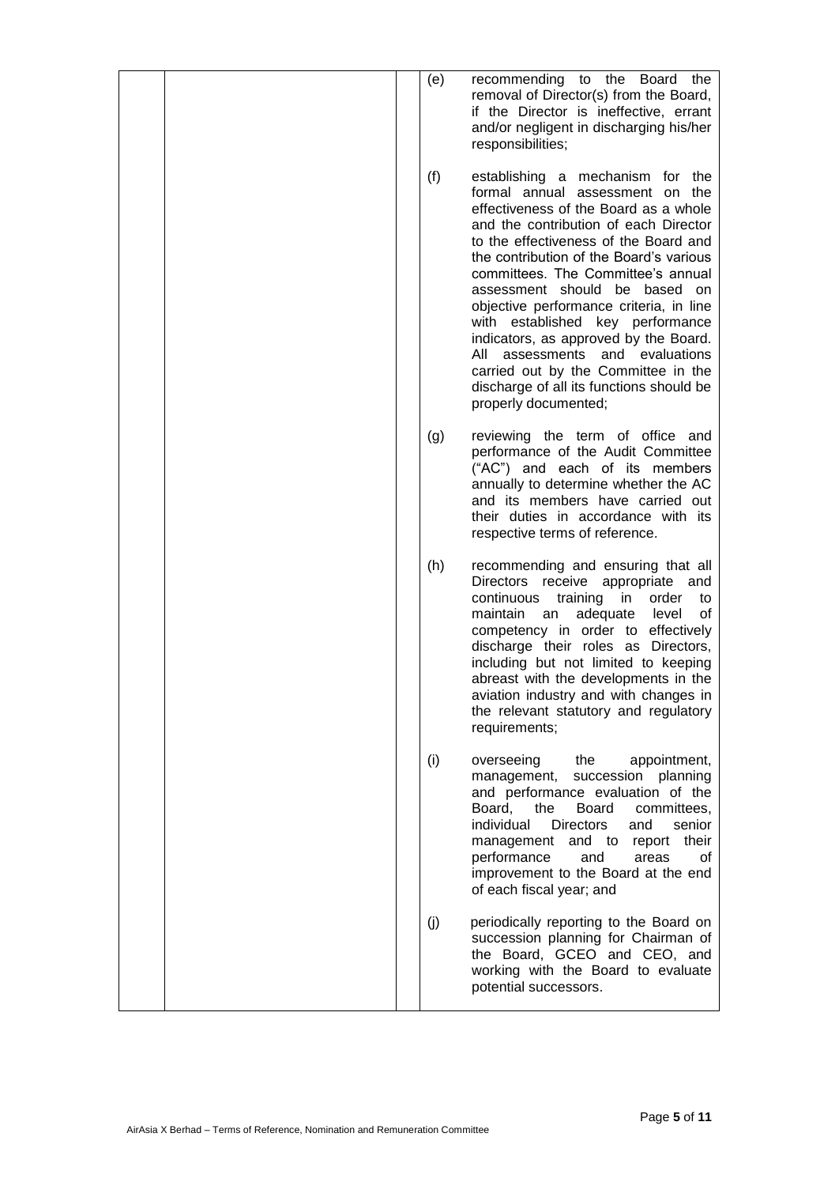(e) recommending to the Board the removal of Director(s) from the Board, if the Director is ineffective, errant and/or negligent in discharging his/her responsibilities;

(f) establishing a mechanism for the formal annual assessment on the effectiveness of the Board as a whole and the contribution of each Director to the effectiveness of the Board and the contribution of the Board's various committees. The Committee's annual assessment should be based on objective performance criteria, in line with established key performance indicators, as approved by the Board. All assessments and evaluations carried out by the Committee in the discharge of all its functions should be properly documented;

(g) reviewing the term of office and performance of the Audit Committee ("AC") and each of its members annually to determine whether the AC and its members have carried out their duties in accordance with its respective terms of reference.

(h) recommending and ensuring that all Directors receive appropriate and continuous training in order to maintain an adequate level of competency in order to effectively discharge their roles as Directors, including but not limited to keeping abreast with the developments in the aviation industry and with changes in the relevant statutory and regulatory requirements;

(i) overseeing the appointment, management, succession planning and performance evaluation of the Board, the Board committees, individual Directors and senior management and to report their performance and areas of improvement to the Board at the end of each fiscal year; and

(j) periodically reporting to the Board on succession planning for Chairman of the Board, GCEO and CEO, and working with the Board to evaluate potential successors.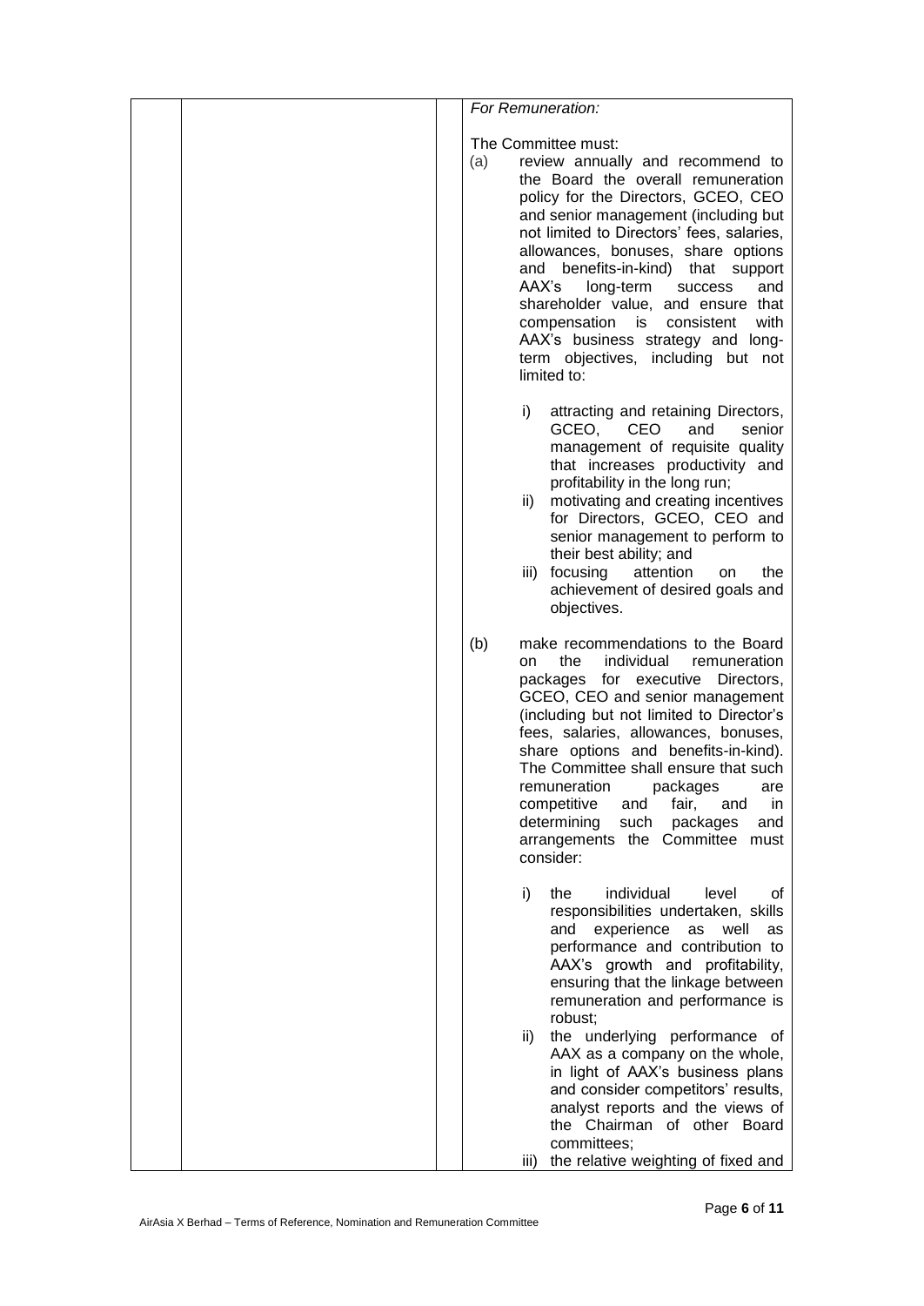*For Remuneration:*

The Committee must:

(a) review annually and recommend to the Board the overall remuneration policy for the Directors, GCEO, CEO and senior management (including but not limited to Directors' fees, salaries, allowances, bonuses, share options and benefits-in-kind) that support AAX's long-term success and shareholder value, and ensure that compensation is consistent with AAX's business strategy and long-term objectives, including but not limited to:

   i) attracting and retaining Directors, GCEO, CEO and senior management of requisite quality that increases productivity and profitability in the long run;
   ii) motivating and creating incentives for Directors, GCEO, CEO and senior management to perform to their best ability; and
   iii) focusing attention on the achievement of desired goals and objectives.

(b) make recommendations to the Board on the individual remuneration packages for executive Directors, GCEO, CEO and senior management (including but not limited to Director's fees, salaries, allowances, bonuses, share options and benefits-in-kind). The Committee shall ensure that such remuneration packages are competitive and fair, and in determining such packages and arrangements the Committee must consider:

   i) the individual level of responsibilities undertaken, skills and experience as well as performance and contribution to AAX's growth and profitability, ensuring that the linkage between remuneration and performance is robust;
   ii) the underlying performance of AAX as a company on the whole, in light of AAX's business plans and consider competitors' results, analyst reports and the views of the Chairman of other Board committees;
   iii) the relative weighting of fixed and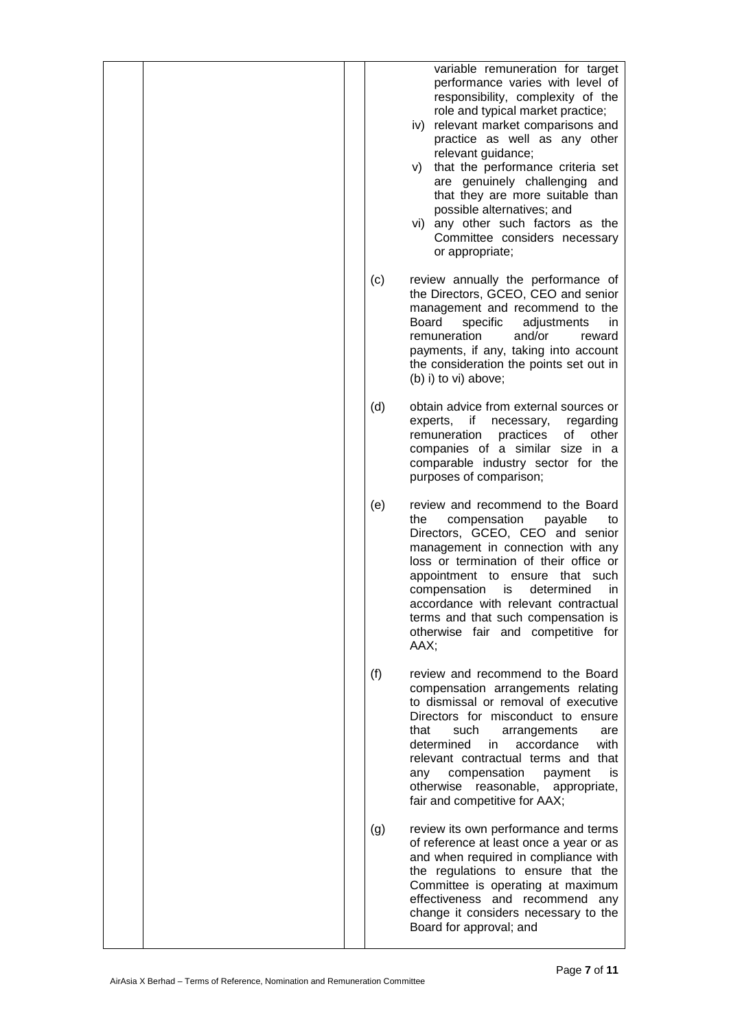variable remuneration for target performance varies with level of responsibility, complexity of the role and typical market practice;

iv) relevant market comparisons and practice as well as any other relevant guidance;

v) that the performance criteria set are genuinely challenging and that they are more suitable than possible alternatives; and

vi) any other such factors as the Committee considers necessary or appropriate;

(c) review annually the performance of the Directors, GCEO, CEO and senior management and recommend to the Board specific adjustments in remuneration and/or reward payments, if any, taking into account the consideration the points set out in (b) i) to vi) above;

(d) obtain advice from external sources or experts, if necessary, regarding remuneration practices of other companies of a similar size in a comparable industry sector for the purposes of comparison;

(e) review and recommend to the Board the compensation payable to Directors, GCEO, CEO and senior management in connection with any loss or termination of their office or appointment to ensure that such compensation is determined in accordance with relevant contractual terms and that such compensation is otherwise fair and competitive for AAX;

(f) review and recommend to the Board compensation arrangements relating to dismissal or removal of executive Directors for misconduct to ensure that such arrangements are determined in accordance with relevant contractual terms and that any compensation payment is otherwise reasonable, appropriate, fair and competitive for AAX;

(g) review its own performance and terms of reference at least once a year or as and when required in compliance with the regulations to ensure that the Committee is operating at maximum effectiveness and recommend any change it considers necessary to the Board for approval; and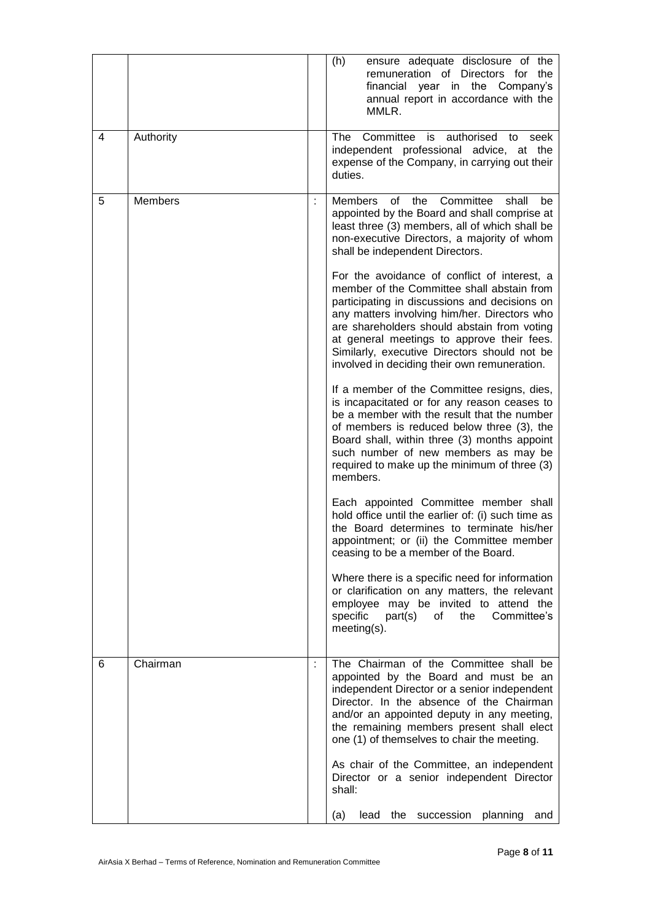| | | | |
|---|---|---|---|
| | | | (h) ensure adequate disclosure of the remuneration of Directors for the financial year in the Company's annual report in accordance with the MMLR. |
| 4 | Authority | | The Committee is authorised to seek independent professional advice, at the expense of the Company, in carrying out their duties. |
| 5 | Members | : | Members of the Committee shall be appointed by the Board and shall comprise at least three (3) members, all of which shall be non-executive Directors, a majority of whom shall be independent Directors.<br><br>For the avoidance of conflict of interest, a member of the Committee shall abstain from participating in discussions and decisions on any matters involving him/her. Directors who are shareholders should abstain from voting at general meetings to approve their fees. Similarly, executive Directors should not be involved in deciding their own remuneration.<br><br>If a member of the Committee resigns, dies, is incapacitated or for any reason ceases to be a member with the result that the number of members is reduced below three (3), the Board shall, within three (3) months appoint such number of new members as may be required to make up the minimum of three (3) members.<br><br>Each appointed Committee member shall hold office until the earlier of: (i) such time as the Board determines to terminate his/her appointment; or (ii) the Committee member ceasing to be a member of the Board.<br><br>Where there is a specific need for information or clarification on any matters, the relevant employee may be invited to attend the specific part(s) of the Committee's meeting(s). |
| 6 | Chairman | : | The Chairman of the Committee shall be appointed by the Board and must be an independent Director or a senior independent Director. In the absence of the Chairman and/or an appointed deputy in any meeting, the remaining members present shall elect one (1) of themselves to chair the meeting.<br><br>As chair of the Committee, an independent Director or a senior independent Director shall:<br><br>(a) lead the succession planning and |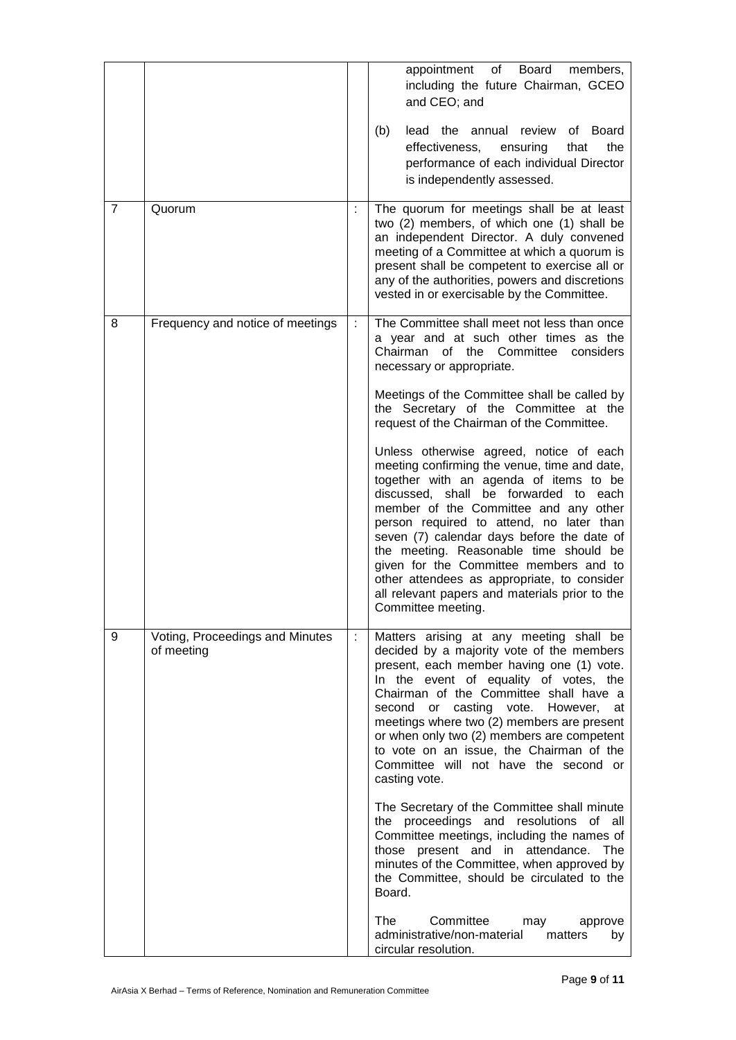| | | | |
|---|---|---|---|
| | | | appointment of Board members, including the future Chairman, GCEO and CEO; and<br><br>(b) lead the annual review of Board effectiveness, ensuring that the performance of each individual Director is independently assessed. |
| 7 | Quorum | : | The quorum for meetings shall be at least two (2) members, of which one (1) shall be an independent Director. A duly convened meeting of a Committee at which a quorum is present shall be competent to exercise all or any of the authorities, powers and discretions vested in or exercisable by the Committee. |
| 8 | Frequency and notice of meetings | : | The Committee shall meet not less than once a year and at such other times as the Chairman of the Committee considers necessary or appropriate.<br><br>Meetings of the Committee shall be called by the Secretary of the Committee at the request of the Chairman of the Committee.<br><br>Unless otherwise agreed, notice of each meeting confirming the venue, time and date, together with an agenda of items to be discussed, shall be forwarded to each member of the Committee and any other person required to attend, no later than seven (7) calendar days before the date of the meeting. Reasonable time should be given for the Committee members and to other attendees as appropriate, to consider all relevant papers and materials prior to the Committee meeting. |
| 9 | Voting, Proceedings and Minutes of meeting | : | Matters arising at any meeting shall be decided by a majority vote of the members present, each member having one (1) vote. In the event of equality of votes, the Chairman of the Committee shall have a second or casting vote. However, at meetings where two (2) members are present or when only two (2) members are competent to vote on an issue, the Chairman of the Committee will not have the second or casting vote.<br><br>The Secretary of the Committee shall minute the proceedings and resolutions of all Committee meetings, including the names of those present and in attendance. The minutes of the Committee, when approved by the Committee, should be circulated to the Board.<br><br>The Committee may approve administrative/non-material matters by circular resolution. |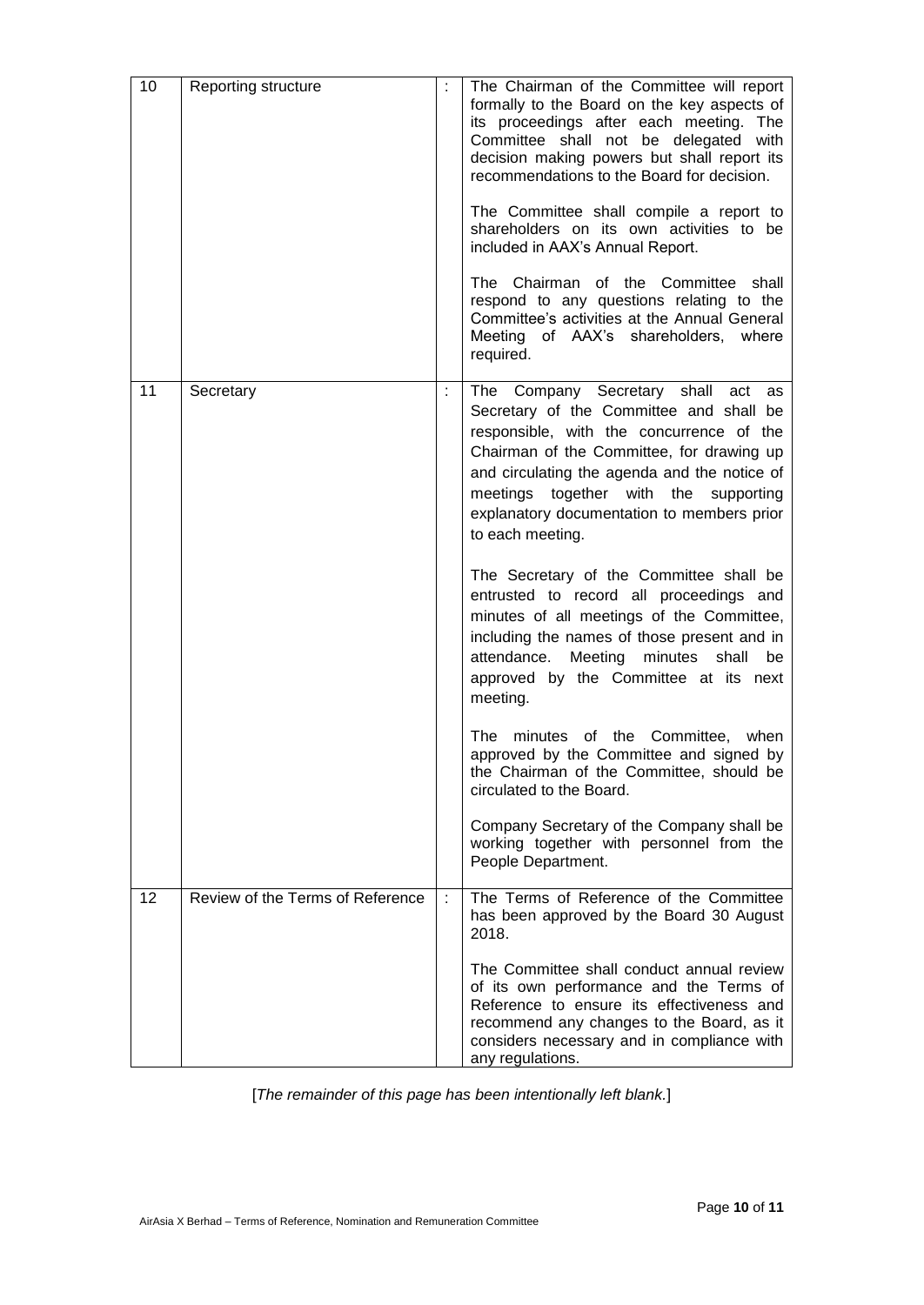| 10 | Reporting structure | : | The Chairman of the Committee will report formally to the Board on the key aspects of its proceedings after each meeting. The Committee shall not be delegated with decision making powers but shall report its recommendations to the Board for decision.<br><br>The Committee shall compile a report to shareholders on its own activities to be included in AAX's Annual Report.<br><br>The Chairman of the Committee shall respond to any questions relating to the Committee's activities at the Annual General Meeting of AAX's shareholders, where required. |
|---|---|---|---|
| 11 | Secretary | : | The Company Secretary shall act as Secretary of the Committee and shall be responsible, with the concurrence of the Chairman of the Committee, for drawing up and circulating the agenda and the notice of meetings together with the supporting explanatory documentation to members prior to each meeting.<br><br>The Secretary of the Committee shall be entrusted to record all proceedings and minutes of all meetings of the Committee, including the names of those present and in attendance. Meeting minutes shall be approved by the Committee at its next meeting.<br><br>The minutes of the Committee, when approved by the Committee and signed by the Chairman of the Committee, should be circulated to the Board.<br><br>Company Secretary of the Company shall be working together with personnel from the People Department. |
| 12 | Review of the Terms of Reference | : | The Terms of Reference of the Committee has been approved by the Board 30 August 2018.<br><br>The Committee shall conduct annual review of its own performance and the Terms of Reference to ensure its effectiveness and recommend any changes to the Board, as it considers necessary and in compliance with any regulations. |

[*The remainder of this page has been intentionally left blank.*]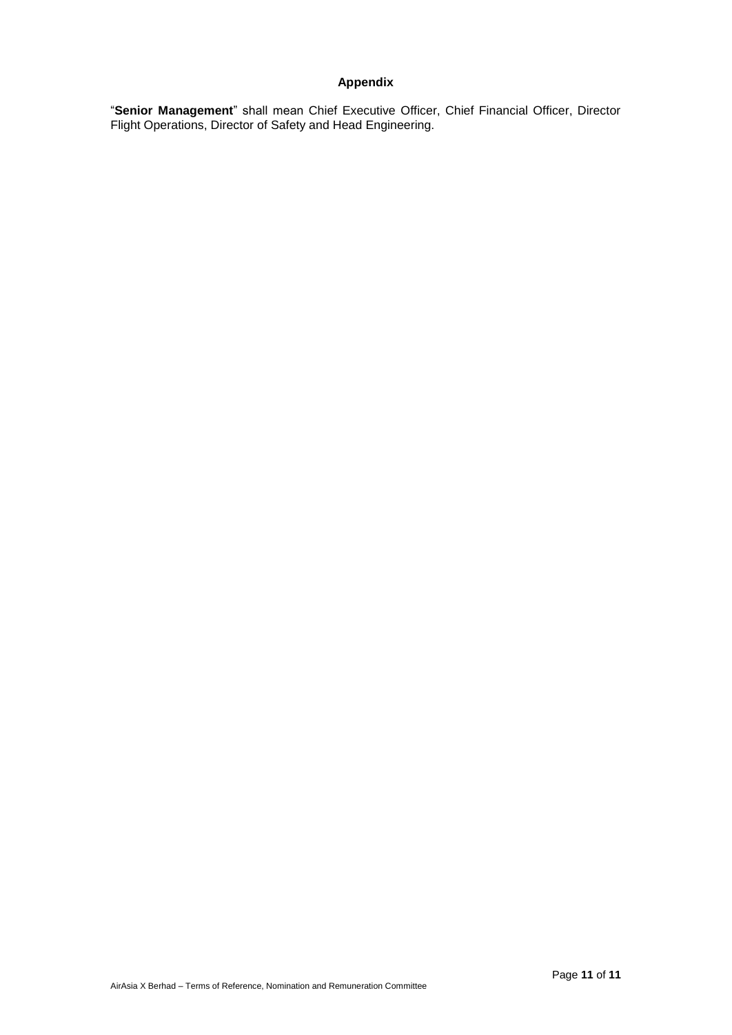## Appendix

"**Senior Management**" shall mean Chief Executive Officer, Chief Financial Officer, Director Flight Operations, Director of Safety and Head Engineering.